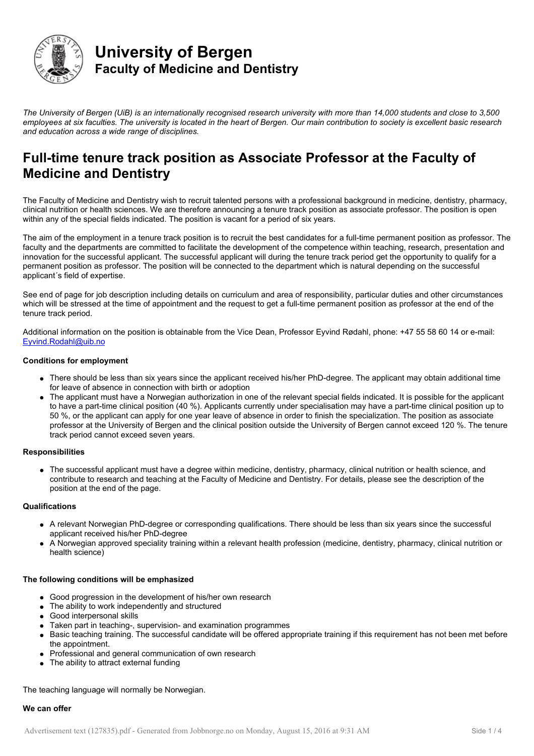# University of Bergen
## Faculty of Medicine and Dentistry

*The University of Bergen (UiB) is an internationally recognised research university with more than 14,000 students and close to 3,500 employees at six faculties. The university is located in the heart of Bergen. Our main contribution to society is excellent basic research and education across a wide range of disciplines.*

# Full-time tenure track position as Associate Professor at the Faculty of Medicine and Dentistry

The Faculty of Medicine and Dentistry wish to recruit talented persons with a professional background in medicine, dentistry, pharmacy, clinical nutrition or health sciences. We are therefore announcing a tenure track position as associate professor. The position is open within any of the special fields indicated. The position is vacant for a period of six years.

The aim of the employment in a tenure track position is to recruit the best candidates for a full-time permanent position as professor. The faculty and the departments are committed to facilitate the development of the competence within teaching, research, presentation and innovation for the successful applicant. The successful applicant will during the tenure track period get the opportunity to qualify for a permanent position as professor. The position will be connected to the department which is natural depending on the successful applicant´s field of expertise.

See end of page for job description including details on curriculum and area of responsibility, particular duties and other circumstances which will be stressed at the time of appointment and the request to get a full-time permanent position as professor at the end of the tenure track period.

Additional information on the position is obtainable from the Vice Dean, Professor Eyvind Rødahl, phone: +47 55 58 60 14 or e-mail: Eyvind.Rodahl@uib.no

**Conditions for employment**

- There should be less than six years since the applicant received his/her PhD-degree. The applicant may obtain additional time for leave of absence in connection with birth or adoption
- The applicant must have a Norwegian authorization in one of the relevant special fields indicated. It is possible for the applicant to have a part-time clinical position (40 %). Applicants currently under specialisation may have a part-time clinical position up to 50 %, or the applicant can apply for one year leave of absence in order to finish the specialization. The position as associate professor at the University of Bergen and the clinical position outside the University of Bergen cannot exceed 120 %. The tenure track period cannot exceed seven years.

**Responsibilities**

- The successful applicant must have a degree within medicine, dentistry, pharmacy, clinical nutrition or health science, and contribute to research and teaching at the Faculty of Medicine and Dentistry. For details, please see the description of the position at the end of the page.

**Qualifications**

- A relevant Norwegian PhD-degree or corresponding qualifications. There should be less than six years since the successful applicant received his/her PhD-degree
- A Norwegian approved speciality training within a relevant health profession (medicine, dentistry, pharmacy, clinical nutrition or health science)

**The following conditions will be emphasized**

- Good progression in the development of his/her own research
- The ability to work independently and structured
- Good interpersonal skills
- Taken part in teaching-, supervision- and examination programmes
- Basic teaching training. The successful candidate will be offered appropriate training if this requirement has not been met before the appointment.
- Professional and general communication of own research
- The ability to attract external funding

The teaching language will normally be Norwegian.

**We can offer**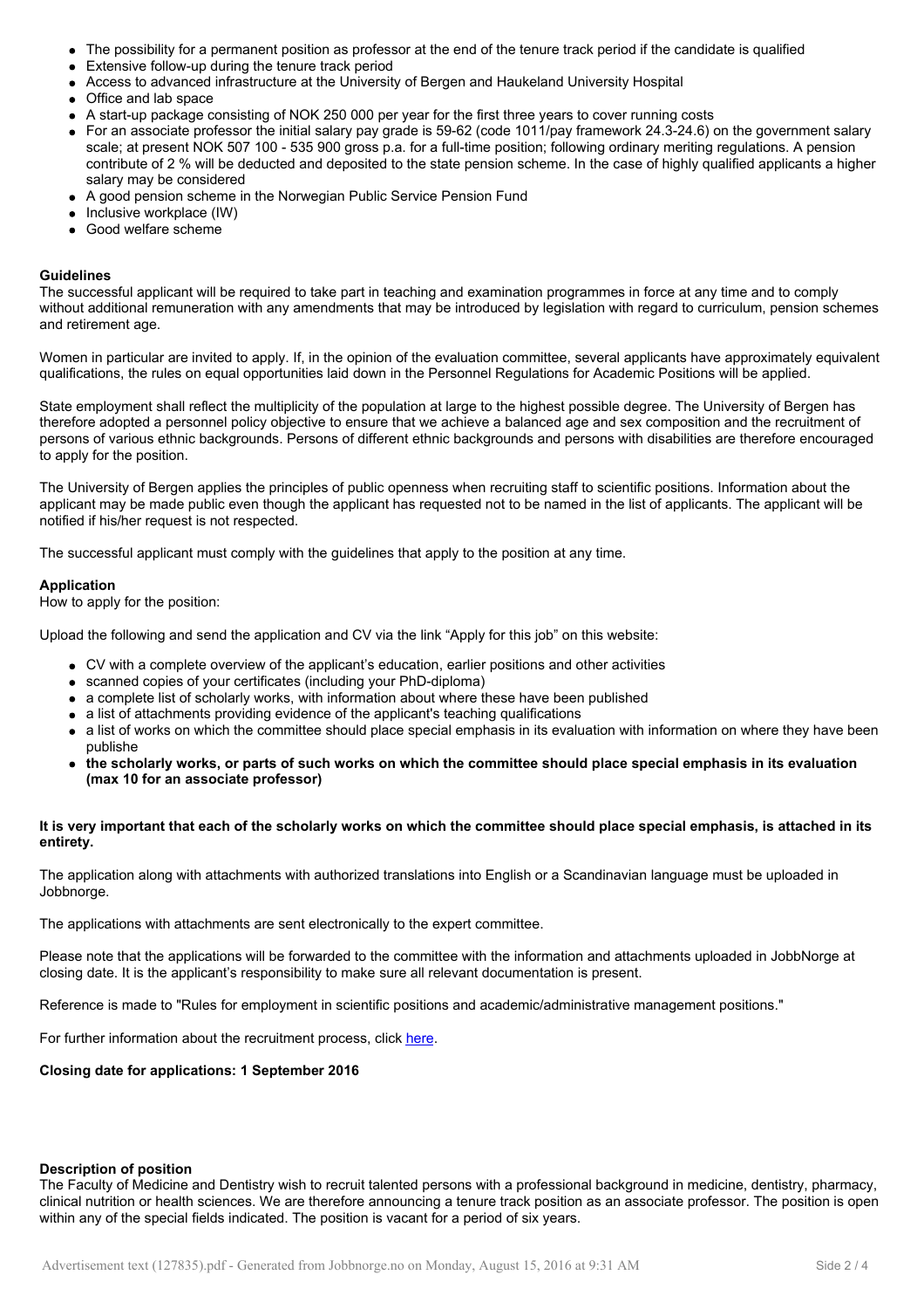- The possibility for a permanent position as professor at the end of the tenure track period if the candidate is qualified
- Extensive follow-up during the tenure track period
- Access to advanced infrastructure at the University of Bergen and Haukeland University Hospital
- Office and lab space
- A start-up package consisting of NOK 250 000 per year for the first three years to cover running costs
- For an associate professor the initial salary pay grade is 59-62 (code 1011/pay framework 24.3-24.6) on the government salary scale; at present NOK 507 100 - 535 900 gross p.a. for a full-time position; following ordinary meriting regulations. A pension contribute of 2 % will be deducted and deposited to the state pension scheme. In the case of highly qualified applicants a higher salary may be considered
- A good pension scheme in the Norwegian Public Service Pension Fund
- Inclusive workplace (IW)
- Good welfare scheme

**Guidelines**

The successful applicant will be required to take part in teaching and examination programmes in force at any time and to comply without additional remuneration with any amendments that may be introduced by legislation with regard to curriculum, pension schemes and retirement age.

Women in particular are invited to apply. If, in the opinion of the evaluation committee, several applicants have approximately equivalent qualifications, the rules on equal opportunities laid down in the Personnel Regulations for Academic Positions will be applied.

State employment shall reflect the multiplicity of the population at large to the highest possible degree. The University of Bergen has therefore adopted a personnel policy objective to ensure that we achieve a balanced age and sex composition and the recruitment of persons of various ethnic backgrounds. Persons of different ethnic backgrounds and persons with disabilities are therefore encouraged to apply for the position.

The University of Bergen applies the principles of public openness when recruiting staff to scientific positions. Information about the applicant may be made public even though the applicant has requested not to be named in the list of applicants. The applicant will be notified if his/her request is not respected.

The successful applicant must comply with the guidelines that apply to the position at any time.

**Application**

How to apply for the position:

Upload the following and send the application and CV via the link "Apply for this job" on this website:

- CV with a complete overview of the applicant's education, earlier positions and other activities
- scanned copies of your certificates (including your PhD-diploma)
- a complete list of scholarly works, with information about where these have been published
- a list of attachments providing evidence of the applicant's teaching qualifications
- a list of works on which the committee should place special emphasis in its evaluation with information on where they have been publishe
- **the scholarly works, or parts of such works on which the committee should place special emphasis in its evaluation (max 10 for an associate professor)**

**It is very important that each of the scholarly works on which the committee should place special emphasis, is attached in its entirety.**

The application along with attachments with authorized translations into English or a Scandinavian language must be uploaded in Jobbnorge.

The applications with attachments are sent electronically to the expert committee.

Please note that the applications will be forwarded to the committee with the information and attachments uploaded in JobbNorge at closing date. It is the applicant's responsibility to make sure all relevant documentation is present.

Reference is made to "Rules for employment in scientific positions and academic/administrative management positions."

For further information about the recruitment process, click here.

**Closing date for applications: 1 September 2016**

**Description of position**

The Faculty of Medicine and Dentistry wish to recruit talented persons with a professional background in medicine, dentistry, pharmacy, clinical nutrition or health sciences. We are therefore announcing a tenure track position as an associate professor. The position is open within any of the special fields indicated. The position is vacant for a period of six years.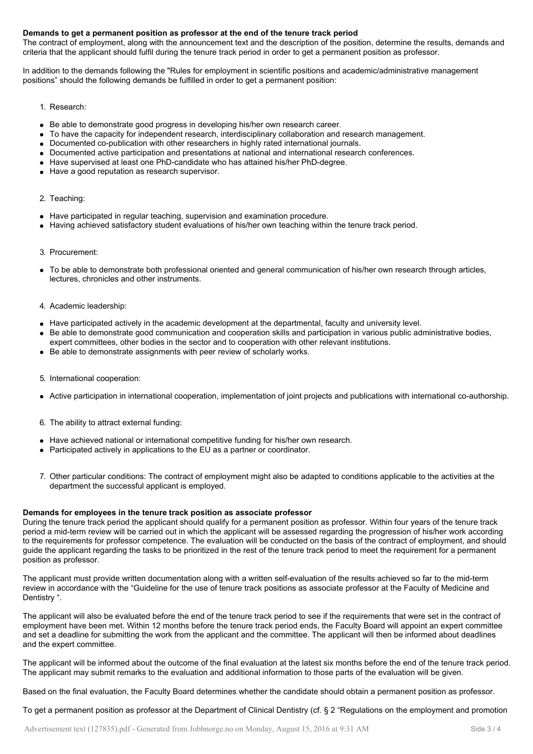**Demands to get a permanent position as professor at the end of the tenure track period**

The contract of employment, along with the announcement text and the description of the position, determine the results, demands and criteria that the applicant should fulfil during the tenure track period in order to get a permanent position as professor.

In addition to the demands following the "Rules for employment in scientific positions and academic/administrative management positions" should the following demands be fulfilled in order to get a permanent position:

1. Research:

- Be able to demonstrate good progress in developing his/her own research career.
- To have the capacity for independent research, interdisciplinary collaboration and research management.
- Documented co-publication with other researchers in highly rated international journals.
- Documented active participation and presentations at national and international research conferences.
- Have supervised at least one PhD-candidate who has attained his/her PhD-degree.
- Have a good reputation as research supervisor.

2. Teaching:

- Have participated in regular teaching, supervision and examination procedure.
- Having achieved satisfactory student evaluations of his/her own teaching within the tenure track period.

3. Procurement:

- To be able to demonstrate both professional oriented and general communication of his/her own research through articles, lectures, chronicles and other instruments.

4. Academic leadership:

- Have participated actively in the academic development at the departmental, faculty and university level.
- Be able to demonstrate good communication and cooperation skills and participation in various public administrative bodies, expert committees, other bodies in the sector and to cooperation with other relevant institutions.
- Be able to demonstrate assignments with peer review of scholarly works.

5. International cooperation:

- Active participation in international cooperation, implementation of joint projects and publications with international co-authorship.

6. The ability to attract external funding:

- Have achieved national or international competitive funding for his/her own research.
- Participated actively in applications to the EU as a partner or coordinator.

7. Other particular conditions: The contract of employment might also be adapted to conditions applicable to the activities at the department the successful applicant is employed.

**Demands for employees in the tenure track position as associate professor**

During the tenure track period the applicant should qualify for a permanent position as professor. Within four years of the tenure track period a mid-term review will be carried out in which the applicant will be assessed regarding the progression of his/her work according to the requirements for professor competence. The evaluation will be conducted on the basis of the contract of employment, and should guide the applicant regarding the tasks to be prioritized in the rest of the tenure track period to meet the requirement for a permanent position as professor.

The applicant must provide written documentation along with a written self-evaluation of the results achieved so far to the mid-term review in accordance with the "Guideline for the use of tenure track positions as associate professor at the Faculty of Medicine and Dentistry ".

The applicant will also be evaluated before the end of the tenure track period to see if the requirements that were set in the contract of employment have been met. Within 12 months before the tenure track period ends, the Faculty Board will appoint an expert committee and set a deadline for submitting the work from the applicant and the committee. The applicant will then be informed about deadlines and the expert committee.

The applicant will be informed about the outcome of the final evaluation at the latest six months before the end of the tenure track period. The applicant may submit remarks to the evaluation and additional information to those parts of the evaluation will be given.

Based on the final evaluation, the Faculty Board determines whether the candidate should obtain a permanent position as professor.

To get a permanent position as professor at the Department of Clinical Dentistry (cf. § 2 "Regulations on the employment and promotion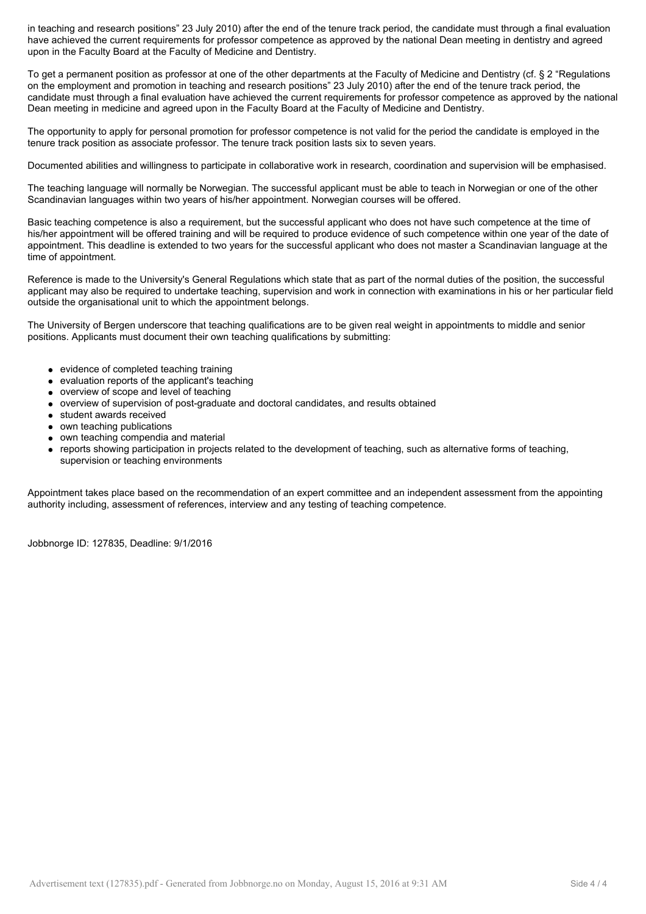in teaching and research positions" 23 July 2010) after the end of the tenure track period, the candidate must through a final evaluation have achieved the current requirements for professor competence as approved by the national Dean meeting in dentistry and agreed upon in the Faculty Board at the Faculty of Medicine and Dentistry.

To get a permanent position as professor at one of the other departments at the Faculty of Medicine and Dentistry (cf. § 2 "Regulations on the employment and promotion in teaching and research positions" 23 July 2010) after the end of the tenure track period, the candidate must through a final evaluation have achieved the current requirements for professor competence as approved by the national Dean meeting in medicine and agreed upon in the Faculty Board at the Faculty of Medicine and Dentistry.

The opportunity to apply for personal promotion for professor competence is not valid for the period the candidate is employed in the tenure track position as associate professor. The tenure track position lasts six to seven years.

Documented abilities and willingness to participate in collaborative work in research, coordination and supervision will be emphasised.

The teaching language will normally be Norwegian. The successful applicant must be able to teach in Norwegian or one of the other Scandinavian languages within two years of his/her appointment. Norwegian courses will be offered.

Basic teaching competence is also a requirement, but the successful applicant who does not have such competence at the time of his/her appointment will be offered training and will be required to produce evidence of such competence within one year of the date of appointment. This deadline is extended to two years for the successful applicant who does not master a Scandinavian language at the time of appointment.

Reference is made to the University's General Regulations which state that as part of the normal duties of the position, the successful applicant may also be required to undertake teaching, supervision and work in connection with examinations in his or her particular field outside the organisational unit to which the appointment belongs.

The University of Bergen underscore that teaching qualifications are to be given real weight in appointments to middle and senior positions. Applicants must document their own teaching qualifications by submitting:

- evidence of completed teaching training
- evaluation reports of the applicant's teaching
- overview of scope and level of teaching
- overview of supervision of post-graduate and doctoral candidates, and results obtained
- student awards received
- own teaching publications
- own teaching compendia and material
- reports showing participation in projects related to the development of teaching, such as alternative forms of teaching, supervision or teaching environments

Appointment takes place based on the recommendation of an expert committee and an independent assessment from the appointing authority including, assessment of references, interview and any testing of teaching competence.

Jobbnorge ID: 127835, Deadline: 9/1/2016